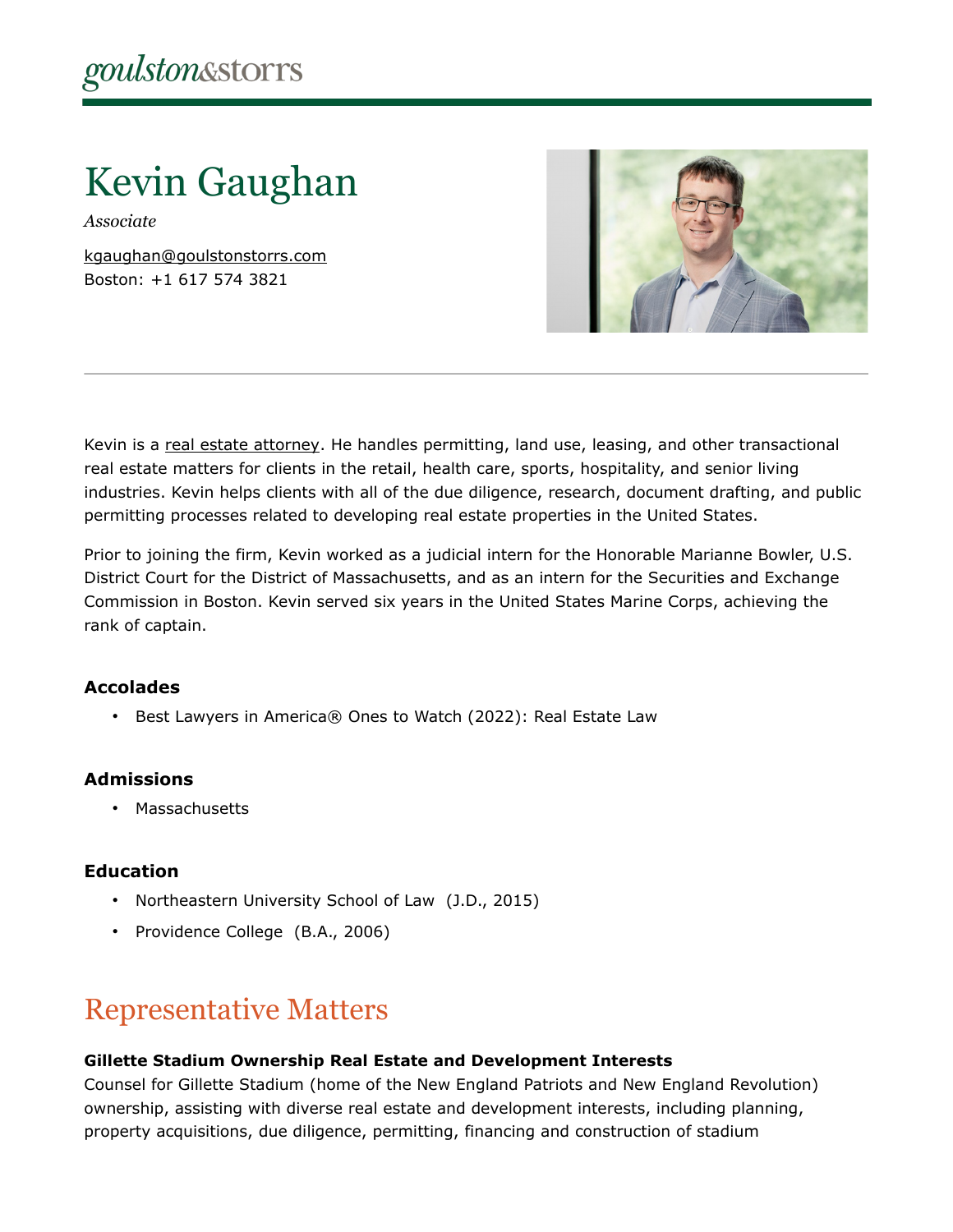goulston&storrs

# Kevin Gaughan

*Associate*

kgaughan@goulstonstorrs.com
Boston: +1 617 574 3821

Kevin is a real estate attorney. He handles permitting, land use, leasing, and other transactional real estate matters for clients in the retail, health care, sports, hospitality, and senior living industries. Kevin helps clients with all of the due diligence, research, document drafting, and public permitting processes related to developing real estate properties in the United States.

Prior to joining the firm, Kevin worked as a judicial intern for the Honorable Marianne Bowler, U.S. District Court for the District of Massachusetts, and as an intern for the Securities and Exchange Commission in Boston. Kevin served six years in the United States Marine Corps, achieving the rank of captain.

### Accolades

- Best Lawyers in America® Ones to Watch (2022): Real Estate Law

### Admissions

- Massachusetts

### Education

- Northeastern University School of Law (J.D., 2015)
- Providence College (B.A., 2006)

## Representative Matters

**Gillette Stadium Ownership Real Estate and Development Interests**
Counsel for Gillette Stadium (home of the New England Patriots and New England Revolution) ownership, assisting with diverse real estate and development interests, including planning, property acquisitions, due diligence, permitting, financing and construction of stadium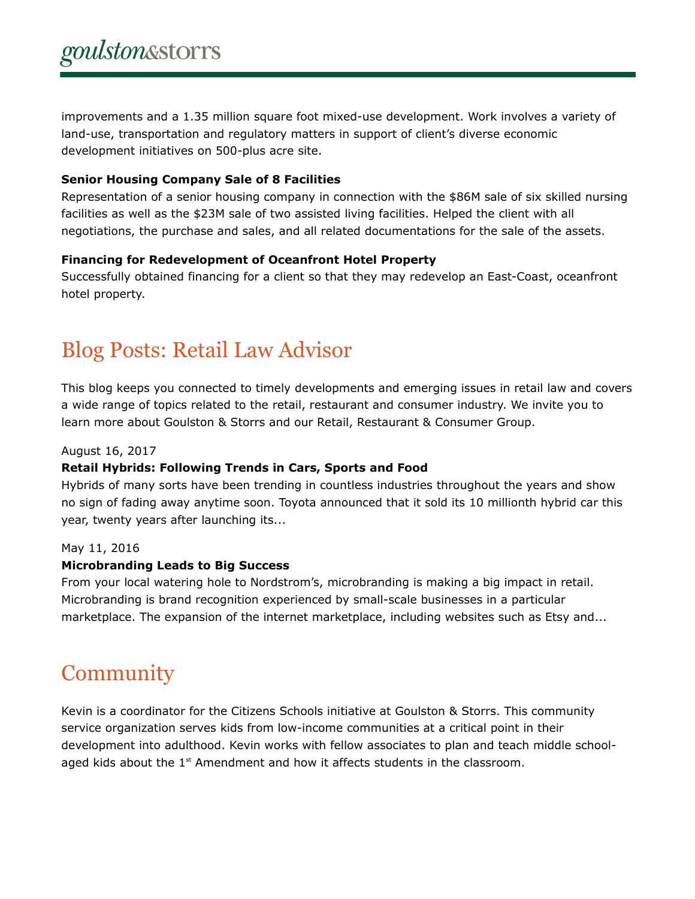improvements and a 1.35 million square foot mixed-use development. Work involves a variety of land-use, transportation and regulatory matters in support of client's diverse economic development initiatives on 500-plus acre site.

**Senior Housing Company Sale of 8 Facilities**

Representation of a senior housing company in connection with the $86M sale of six skilled nursing facilities as well as the $23M sale of two assisted living facilities. Helped the client with all negotiations, the purchase and sales, and all related documentations for the sale of the assets.

**Financing for Redevelopment of Oceanfront Hotel Property**

Successfully obtained financing for a client so that they may redevelop an East-Coast, oceanfront hotel property.

## Blog Posts: Retail Law Advisor

This blog keeps you connected to timely developments and emerging issues in retail law and covers a wide range of topics related to the retail, restaurant and consumer industry. We invite you to learn more about Goulston & Storrs and our Retail, Restaurant & Consumer Group.

August 16, 2017

**Retail Hybrids: Following Trends in Cars, Sports and Food**

Hybrids of many sorts have been trending in countless industries throughout the years and show no sign of fading away anytime soon. Toyota announced that it sold its 10 millionth hybrid car this year, twenty years after launching its...

May 11, 2016

**Microbranding Leads to Big Success**

From your local watering hole to Nordstrom's, microbranding is making a big impact in retail. Microbranding is brand recognition experienced by small-scale businesses in a particular marketplace. The expansion of the internet marketplace, including websites such as Etsy and...

## Community

Kevin is a coordinator for the Citizens Schools initiative at Goulston & Storrs. This community service organization serves kids from low-income communities at a critical point in their development into adulthood. Kevin works with fellow associates to plan and teach middle school-aged kids about the 1st Amendment and how it affects students in the classroom.